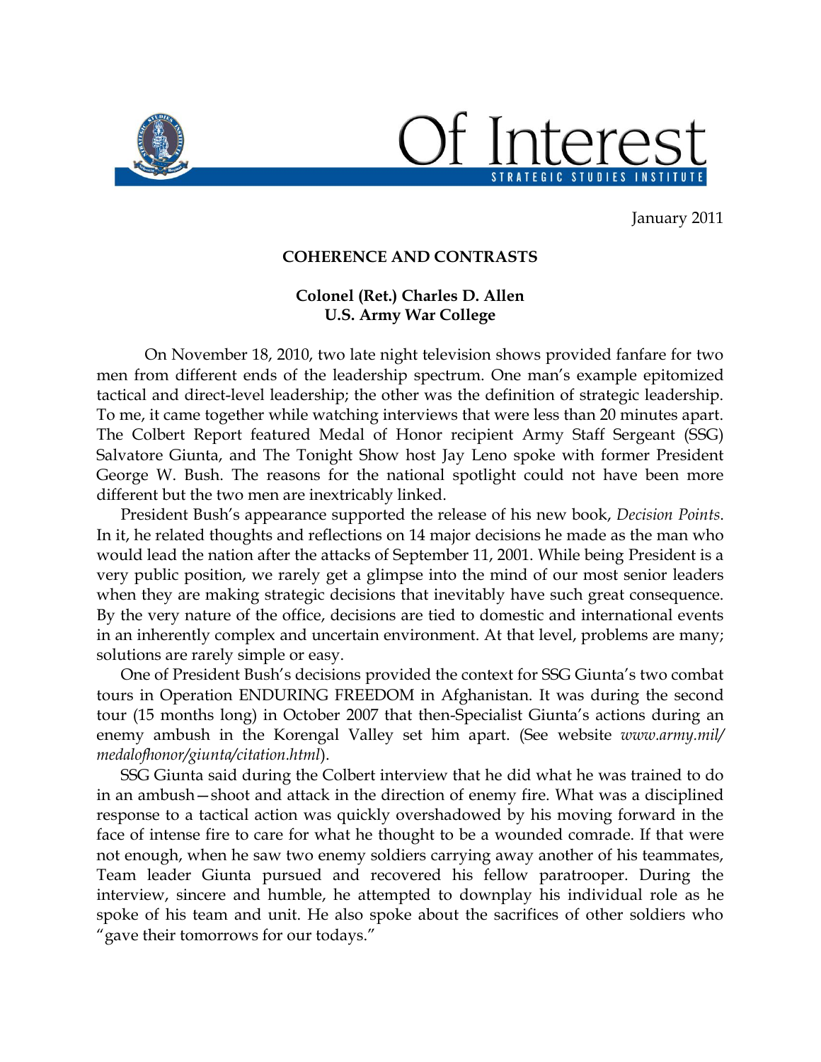# Of Interest

STRATEGIC STUDIES INSTITUTE

January 2011

## COHERENCE AND CONTRASTS

**Colonel (Ret.) Charles D. Allen**
**U.S. Army War College**

On November 18, 2010, two late night television shows provided fanfare for two men from different ends of the leadership spectrum. One man's example epitomized tactical and direct-level leadership; the other was the definition of strategic leadership. To me, it came together while watching interviews that were less than 20 minutes apart. The Colbert Report featured Medal of Honor recipient Army Staff Sergeant (SSG) Salvatore Giunta, and The Tonight Show host Jay Leno spoke with former President George W. Bush. The reasons for the national spotlight could not have been more different but the two men are inextricably linked.

President Bush's appearance supported the release of his new book, *Decision Points*. In it, he related thoughts and reflections on 14 major decisions he made as the man who would lead the nation after the attacks of September 11, 2001. While being President is a very public position, we rarely get a glimpse into the mind of our most senior leaders when they are making strategic decisions that inevitably have such great consequence. By the very nature of the office, decisions are tied to domestic and international events in an inherently complex and uncertain environment. At that level, problems are many; solutions are rarely simple or easy.

One of President Bush's decisions provided the context for SSG Giunta's two combat tours in Operation ENDURING FREEDOM in Afghanistan. It was during the second tour (15 months long) in October 2007 that then-Specialist Giunta's actions during an enemy ambush in the Korengal Valley set him apart. (See website *www.army.mil/medalofhonor/giunta/citation.html*).

SSG Giunta said during the Colbert interview that he did what he was trained to do in an ambush—shoot and attack in the direction of enemy fire. What was a disciplined response to a tactical action was quickly overshadowed by his moving forward in the face of intense fire to care for what he thought to be a wounded comrade. If that were not enough, when he saw two enemy soldiers carrying away another of his teammates, Team leader Giunta pursued and recovered his fellow paratrooper. During the interview, sincere and humble, he attempted to downplay his individual role as he spoke of his team and unit. He also spoke about the sacrifices of other soldiers who "gave their tomorrows for our todays."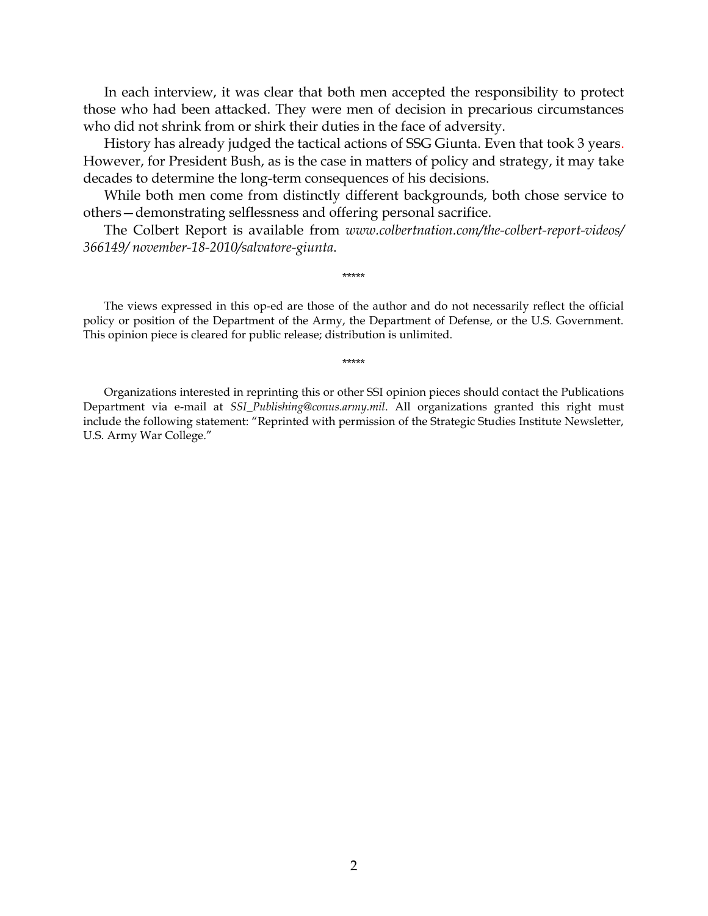In each interview, it was clear that both men accepted the responsibility to protect those who had been attacked. They were men of decision in precarious circumstances who did not shrink from or shirk their duties in the face of adversity.

History has already judged the tactical actions of SSG Giunta. Even that took 3 years. However, for President Bush, as is the case in matters of policy and strategy, it may take decades to determine the long-term consequences of his decisions.

While both men come from distinctly different backgrounds, both chose service to others—demonstrating selflessness and offering personal sacrifice.

The Colbert Report is available from *www.colbertnation.com/the-colbert-report-videos/366149/ november-18-2010/salvatore-giunta*.

*****

The views expressed in this op-ed are those of the author and do not necessarily reflect the official policy or position of the Department of the Army, the Department of Defense, or the U.S. Government. This opinion piece is cleared for public release; distribution is unlimited.

*****

Organizations interested in reprinting this or other SSI opinion pieces should contact the Publications Department via e-mail at *SSI_Publishing@conus.army.mil*. All organizations granted this right must include the following statement: "Reprinted with permission of the Strategic Studies Institute Newsletter, U.S. Army War College."